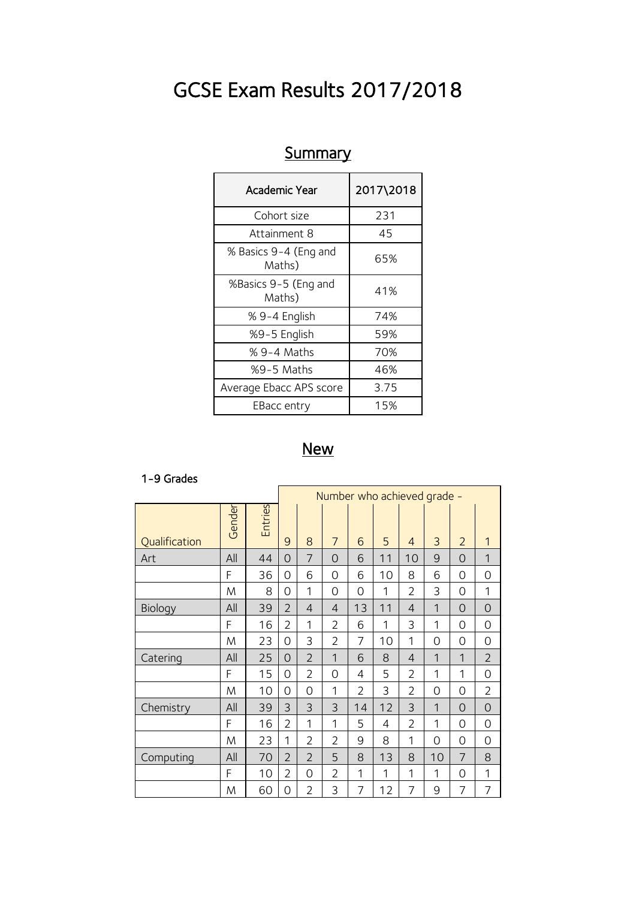# GCSE Exam Results 2017/2018

## Summary

| Academic Year | 2017\2018 |
|---|---|
| Cohort size | 231 |
| Attainment 8 | 45 |
| % Basics 9-4 (Eng and Maths) | 65% |
| %Basics 9-5 (Eng and Maths) | 41% |
| % 9-4 English | 74% |
| %9-5 English | 59% |
| % 9-4 Maths | 70% |
| %9-5 Maths | 46% |
| Average Ebacc APS score | 3.75 |
| EBacc entry | 15% |

## New

1-9 Grades

| | | | Number who achieved grade - | | | | | | | | |
|---|---|---|---|---|---|---|---|---|---|---|---|
| Qualification | Gender | Entries | 9 | 8 | 7 | 6 | 5 | 4 | 3 | 2 | 1 |
| Art | All | 44 | 0 | 7 | 0 | 6 | 11 | 10 | 9 | 0 | 1 |
| | F | 36 | 0 | 6 | 0 | 6 | 10 | 8 | 6 | 0 | 0 |
| | M | 8 | 0 | 1 | 0 | 0 | 1 | 2 | 3 | 0 | 1 |
| Biology | All | 39 | 2 | 4 | 4 | 13 | 11 | 4 | 1 | 0 | 0 |
| | F | 16 | 2 | 1 | 2 | 6 | 1 | 3 | 1 | 0 | 0 |
| | M | 23 | 0 | 3 | 2 | 7 | 10 | 1 | 0 | 0 | 0 |
| Catering | All | 25 | 0 | 2 | 1 | 6 | 8 | 4 | 1 | 1 | 2 |
| | F | 15 | 0 | 2 | 0 | 4 | 5 | 2 | 1 | 1 | 0 |
| | M | 10 | 0 | 0 | 1 | 2 | 3 | 2 | 0 | 0 | 2 |
| Chemistry | All | 39 | 3 | 3 | 3 | 14 | 12 | 3 | 1 | 0 | 0 |
| | F | 16 | 2 | 1 | 1 | 5 | 4 | 2 | 1 | 0 | 0 |
| | M | 23 | 1 | 2 | 2 | 9 | 8 | 1 | 0 | 0 | 0 |
| Computing | All | 70 | 2 | 2 | 5 | 8 | 13 | 8 | 10 | 7 | 8 |
| | F | 10 | 2 | 0 | 2 | 1 | 1 | 1 | 1 | 0 | 1 |
| | M | 60 | 0 | 2 | 3 | 7 | 12 | 7 | 9 | 7 | 7 |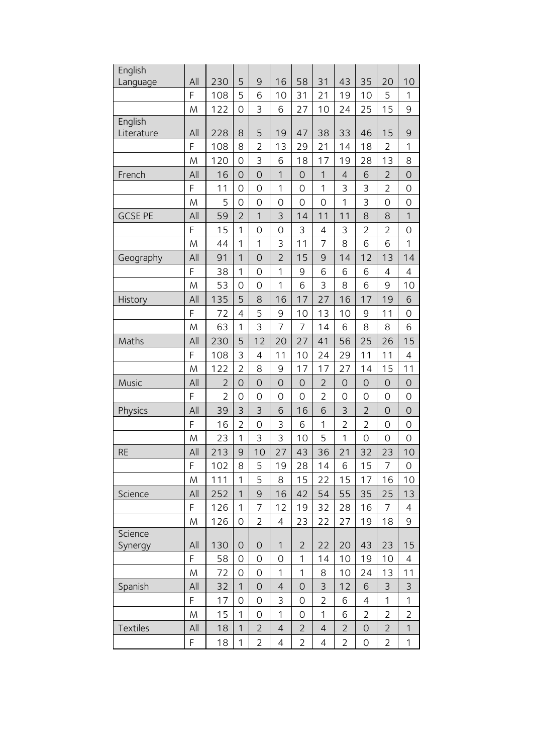| | | | | | | | | | | | |
|---|---|---|---|---|---|---|---|---|---|---|---|
| English Language | All | 230 | 5 | 9 | 16 | 58 | 31 | 43 | 35 | 20 | 10 |
| | F | 108 | 5 | 6 | 10 | 31 | 21 | 19 | 10 | 5 | 1 |
| | M | 122 | 0 | 3 | 6 | 27 | 10 | 24 | 25 | 15 | 9 |
| English Literature | All | 228 | 8 | 5 | 19 | 47 | 38 | 33 | 46 | 15 | 9 |
| | F | 108 | 8 | 2 | 13 | 29 | 21 | 14 | 18 | 2 | 1 |
| | M | 120 | 0 | 3 | 6 | 18 | 17 | 19 | 28 | 13 | 8 |
| French | All | 16 | 0 | 0 | 1 | 0 | 1 | 4 | 6 | 2 | 0 |
| | F | 11 | 0 | 0 | 1 | 0 | 1 | 3 | 3 | 2 | 0 |
| | M | 5 | 0 | 0 | 0 | 0 | 0 | 1 | 3 | 0 | 0 |
| GCSE PE | All | 59 | 2 | 1 | 3 | 14 | 11 | 11 | 8 | 8 | 1 |
| | F | 15 | 1 | 0 | 0 | 3 | 4 | 3 | 2 | 2 | 0 |
| | M | 44 | 1 | 1 | 3 | 11 | 7 | 8 | 6 | 6 | 1 |
| Geography | All | 91 | 1 | 0 | 2 | 15 | 9 | 14 | 12 | 13 | 14 |
| | F | 38 | 1 | 0 | 1 | 9 | 6 | 6 | 6 | 4 | 4 |
| | M | 53 | 0 | 0 | 1 | 6 | 3 | 8 | 6 | 9 | 10 |
| History | All | 135 | 5 | 8 | 16 | 17 | 27 | 16 | 17 | 19 | 6 |
| | F | 72 | 4 | 5 | 9 | 10 | 13 | 10 | 9 | 11 | 0 |
| | M | 63 | 1 | 3 | 7 | 7 | 14 | 6 | 8 | 8 | 6 |
| Maths | All | 230 | 5 | 12 | 20 | 27 | 41 | 56 | 25 | 26 | 15 |
| | F | 108 | 3 | 4 | 11 | 10 | 24 | 29 | 11 | 11 | 4 |
| | M | 122 | 2 | 8 | 9 | 17 | 17 | 27 | 14 | 15 | 11 |
| Music | All | 2 | 0 | 0 | 0 | 0 | 2 | 0 | 0 | 0 | 0 |
| | F | 2 | 0 | 0 | 0 | 0 | 2 | 0 | 0 | 0 | 0 |
| Physics | All | 39 | 3 | 3 | 6 | 16 | 6 | 3 | 2 | 0 | 0 |
| | F | 16 | 2 | 0 | 3 | 6 | 1 | 2 | 2 | 0 | 0 |
| | M | 23 | 1 | 3 | 3 | 10 | 5 | 1 | 0 | 0 | 0 |
| RE | All | 213 | 9 | 10 | 27 | 43 | 36 | 21 | 32 | 23 | 10 |
| | F | 102 | 8 | 5 | 19 | 28 | 14 | 6 | 15 | 7 | 0 |
| | M | 111 | 1 | 5 | 8 | 15 | 22 | 15 | 17 | 16 | 10 |
| Science | All | 252 | 1 | 9 | 16 | 42 | 54 | 55 | 35 | 25 | 13 |
| | F | 126 | 1 | 7 | 12 | 19 | 32 | 28 | 16 | 7 | 4 |
| | M | 126 | 0 | 2 | 4 | 23 | 22 | 27 | 19 | 18 | 9 |
| Science Synergy | All | 130 | 0 | 0 | 1 | 2 | 22 | 20 | 43 | 23 | 15 |
| | F | 58 | 0 | 0 | 0 | 1 | 14 | 10 | 19 | 10 | 4 |
| | M | 72 | 0 | 0 | 1 | 1 | 8 | 10 | 24 | 13 | 11 |
| Spanish | All | 32 | 1 | 0 | 4 | 0 | 3 | 12 | 6 | 3 | 3 |
| | F | 17 | 0 | 0 | 3 | 0 | 2 | 6 | 4 | 1 | 1 |
| | M | 15 | 1 | 0 | 1 | 0 | 1 | 6 | 2 | 2 | 2 |
| Textiles | All | 18 | 1 | 2 | 4 | 2 | 4 | 2 | 0 | 2 | 1 |
| | F | 18 | 1 | 2 | 4 | 2 | 4 | 2 | 0 | 2 | 1 |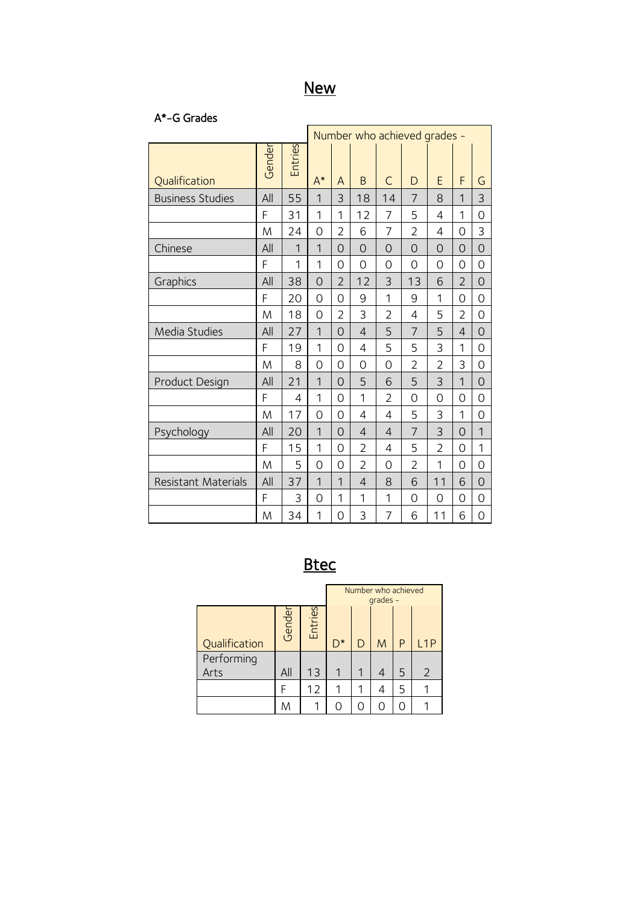# New

A*-G Grades

| | | | Number who achieved grades - | | | | | | | |
|---|---|---|---|---|---|---|---|---|---|---|
| Qualification | Gender | Entries | A* | A | B | C | D | E | F | G |
| Business Studies | All | 55 | 1 | 3 | 18 | 14 | 7 | 8 | 1 | 3 |
| | F | 31 | 1 | 1 | 12 | 7 | 5 | 4 | 1 | 0 |
| | M | 24 | 0 | 2 | 6 | 7 | 2 | 4 | 0 | 3 |
| Chinese | All | 1 | 1 | 0 | 0 | 0 | 0 | 0 | 0 | 0 |
| | F | 1 | 1 | 0 | 0 | 0 | 0 | 0 | 0 | 0 |
| Graphics | All | 38 | 0 | 2 | 12 | 3 | 13 | 6 | 2 | 0 |
| | F | 20 | 0 | 0 | 9 | 1 | 9 | 1 | 0 | 0 |
| | M | 18 | 0 | 2 | 3 | 2 | 4 | 5 | 2 | 0 |
| Media Studies | All | 27 | 1 | 0 | 4 | 5 | 7 | 5 | 4 | 0 |
| | F | 19 | 1 | 0 | 4 | 5 | 5 | 3 | 1 | 0 |
| | M | 8 | 0 | 0 | 0 | 0 | 2 | 2 | 3 | 0 |
| Product Design | All | 21 | 1 | 0 | 5 | 6 | 5 | 3 | 1 | 0 |
| | F | 4 | 1 | 0 | 1 | 2 | 0 | 0 | 0 | 0 |
| | M | 17 | 0 | 0 | 4 | 4 | 5 | 3 | 1 | 0 |
| Psychology | All | 20 | 1 | 0 | 4 | 4 | 7 | 3 | 0 | 1 |
| | F | 15 | 1 | 0 | 2 | 4 | 5 | 2 | 0 | 1 |
| | M | 5 | 0 | 0 | 2 | 0 | 2 | 1 | 0 | 0 |
| Resistant Materials | All | 37 | 1 | 1 | 4 | 8 | 6 | 11 | 6 | 0 |
| | F | 3 | 0 | 1 | 1 | 1 | 0 | 0 | 0 | 0 |
| | M | 34 | 1 | 0 | 3 | 7 | 6 | 11 | 6 | 0 |

# Btec

| | | | Number who achieved grades - | | | | |
|---|---|---|---|---|---|---|---|
| Qualification | Gender | Entries | D* | D | M | P | L1P |
| Performing Arts | All | 13 | 1 | 1 | 4 | 5 | 2 |
| | F | 12 | 1 | 1 | 4 | 5 | 1 |
| | M | 1 | 0 | 0 | 0 | 0 | 1 |